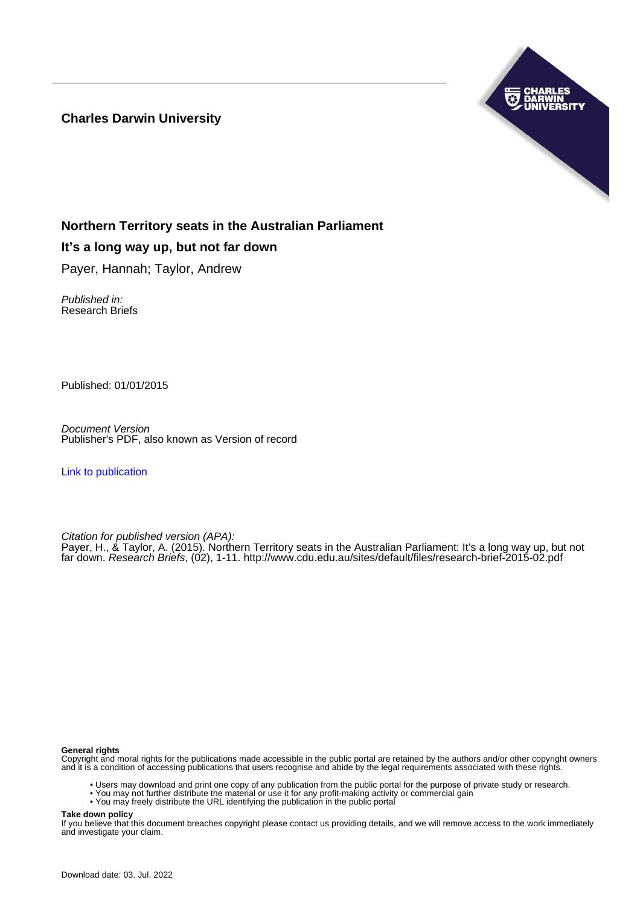**Charles Darwin University**

# Northern Territory seats in the Australian Parliament

## It's a long way up, but not far down

Payer, Hannah; Taylor, Andrew

*Published in:*
Research Briefs

Published: 01/01/2015

*Document Version*
Publisher's PDF, also known as Version of record

[Link to publication](#)

*Citation for published version (APA):*
Payer, H., & Taylor, A. (2015). Northern Territory seats in the Australian Parliament: It's a long way up, but not far down. *Research Briefs*, (02), 1-11. http://www.cdu.edu.au/sites/default/files/research-brief-2015-02.pdf

**General rights**
Copyright and moral rights for the publications made accessible in the public portal are retained by the authors and/or other copyright owners and it is a condition of accessing publications that users recognise and abide by the legal requirements associated with these rights.

- Users may download and print one copy of any publication from the public portal for the purpose of private study or research.
- You may not further distribute the material or use it for any profit-making activity or commercial gain
- You may freely distribute the URL identifying the publication in the public portal

**Take down policy**
If you believe that this document breaches copyright please contact us providing details, and we will remove access to the work immediately and investigate your claim.

Download date: 03. Jul. 2022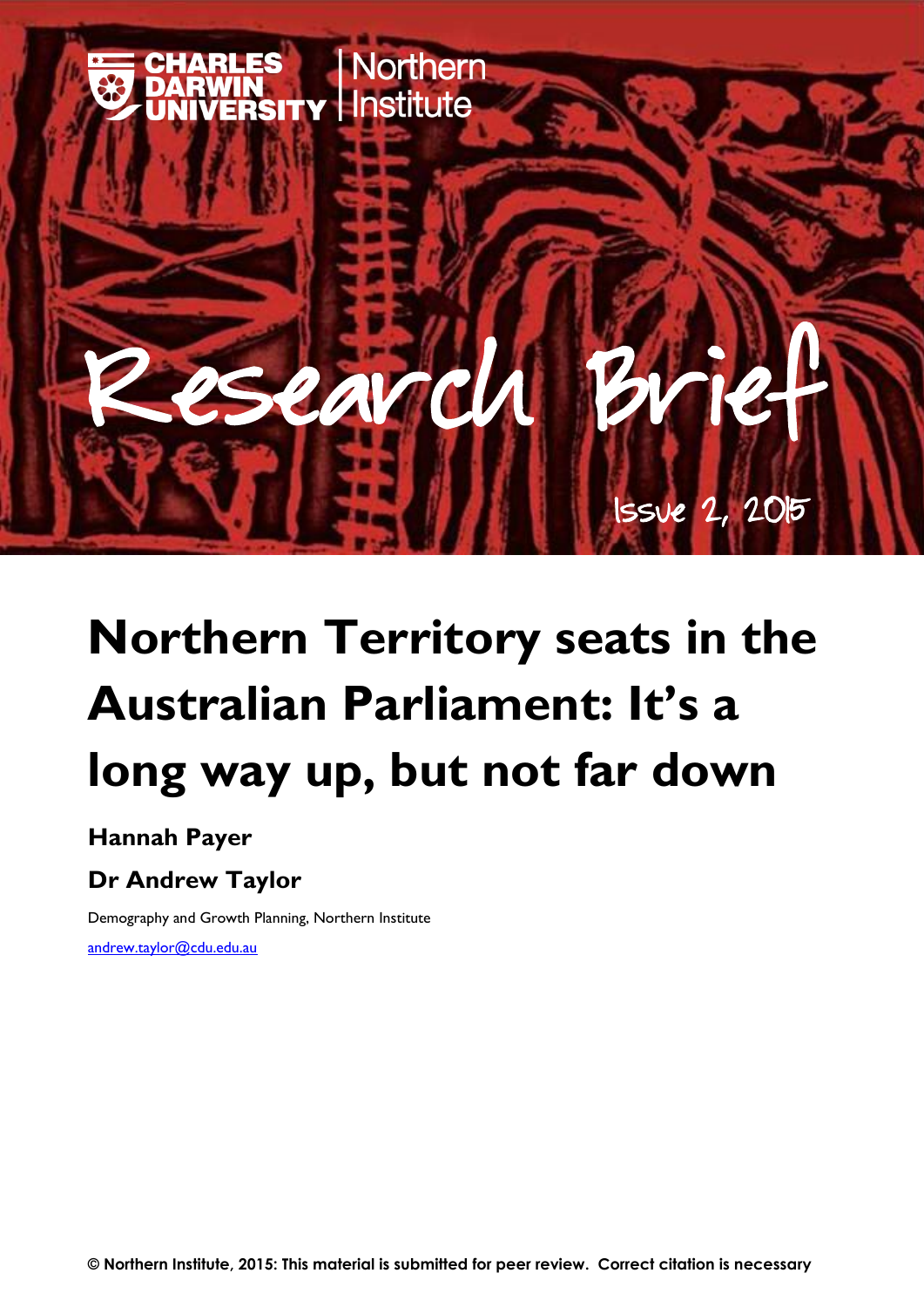# Northern Territory seats in the Australian Parliament: It's a long way up, but not far down

**Hannah Payer**

**Dr Andrew Taylor**

Demography and Growth Planning, Northern Institute

andrew.taylor@cdu.edu.au

**© Northern Institute, 2015: This material is submitted for peer review. Correct citation is necessary**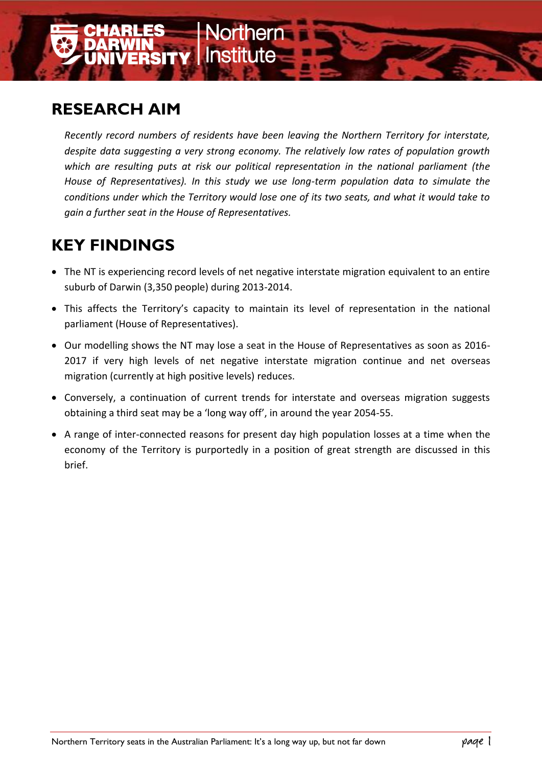## RESEARCH AIM

*Recently record numbers of residents have been leaving the Northern Territory for interstate, despite data suggesting a very strong economy. The relatively low rates of population growth which are resulting puts at risk our political representation in the national parliament (the House of Representatives). In this study we use long-term population data to simulate the conditions under which the Territory would lose one of its two seats, and what it would take to gain a further seat in the House of Representatives.*

## KEY FINDINGS

- The NT is experiencing record levels of net negative interstate migration equivalent to an entire suburb of Darwin (3,350 people) during 2013-2014.
- This affects the Territory's capacity to maintain its level of representation in the national parliament (House of Representatives).
- Our modelling shows the NT may lose a seat in the House of Representatives as soon as 2016-2017 if very high levels of net negative interstate migration continue and net overseas migration (currently at high positive levels) reduces.
- Conversely, a continuation of current trends for interstate and overseas migration suggests obtaining a third seat may be a 'long way off', in around the year 2054-55.
- A range of inter-connected reasons for present day high population losses at a time when the economy of the Territory is purportedly in a position of great strength are discussed in this brief.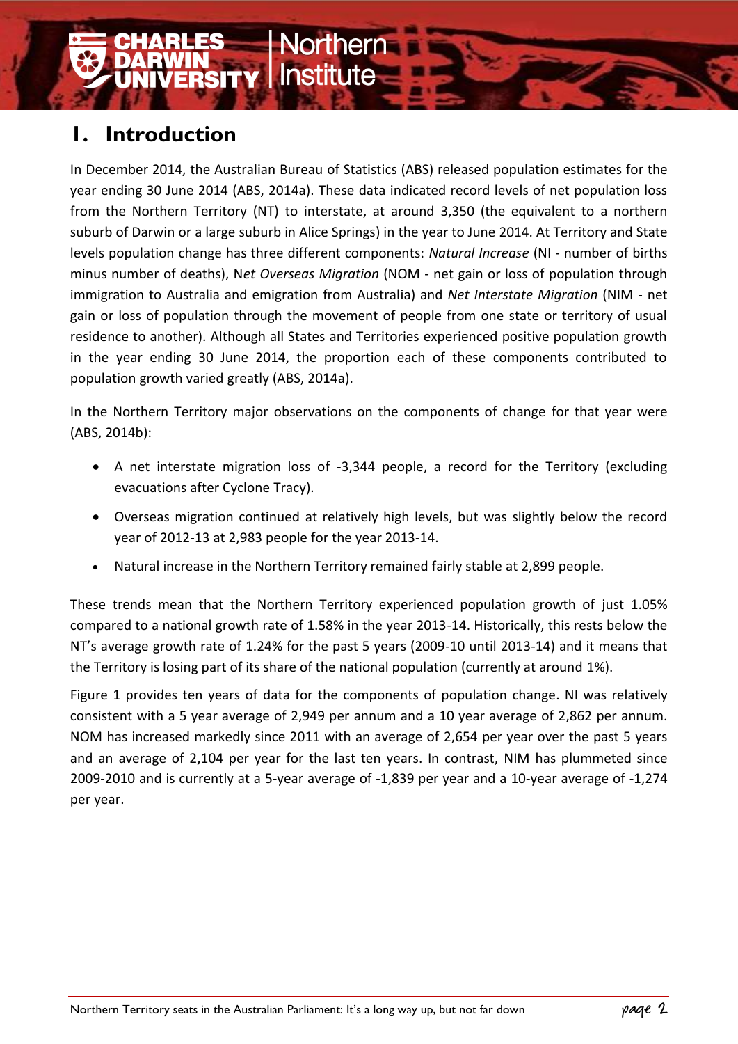# 1. Introduction

In December 2014, the Australian Bureau of Statistics (ABS) released population estimates for the year ending 30 June 2014 (ABS, 2014a). These data indicated record levels of net population loss from the Northern Territory (NT) to interstate, at around 3,350 (the equivalent to a northern suburb of Darwin or a large suburb in Alice Springs) in the year to June 2014. At Territory and State levels population change has three different components: *Natural Increase* (NI - number of births minus number of deaths), N*et Overseas Migration* (NOM - net gain or loss of population through immigration to Australia and emigration from Australia) and *Net Interstate Migration* (NIM - net gain or loss of population through the movement of people from one state or territory of usual residence to another). Although all States and Territories experienced positive population growth in the year ending 30 June 2014, the proportion each of these components contributed to population growth varied greatly (ABS, 2014a).

In the Northern Territory major observations on the components of change for that year were (ABS, 2014b):

- A net interstate migration loss of -3,344 people, a record for the Territory (excluding evacuations after Cyclone Tracy).
- Overseas migration continued at relatively high levels, but was slightly below the record year of 2012-13 at 2,983 people for the year 2013-14.
- Natural increase in the Northern Territory remained fairly stable at 2,899 people.

These trends mean that the Northern Territory experienced population growth of just 1.05% compared to a national growth rate of 1.58% in the year 2013-14. Historically, this rests below the NT's average growth rate of 1.24% for the past 5 years (2009-10 until 2013-14) and it means that the Territory is losing part of its share of the national population (currently at around 1%).

Figure 1 provides ten years of data for the components of population change. NI was relatively consistent with a 5 year average of 2,949 per annum and a 10 year average of 2,862 per annum. NOM has increased markedly since 2011 with an average of 2,654 per year over the past 5 years and an average of 2,104 per year for the last ten years. In contrast, NIM has plummeted since 2009-2010 and is currently at a 5-year average of -1,839 per year and a 10-year average of -1,274 per year.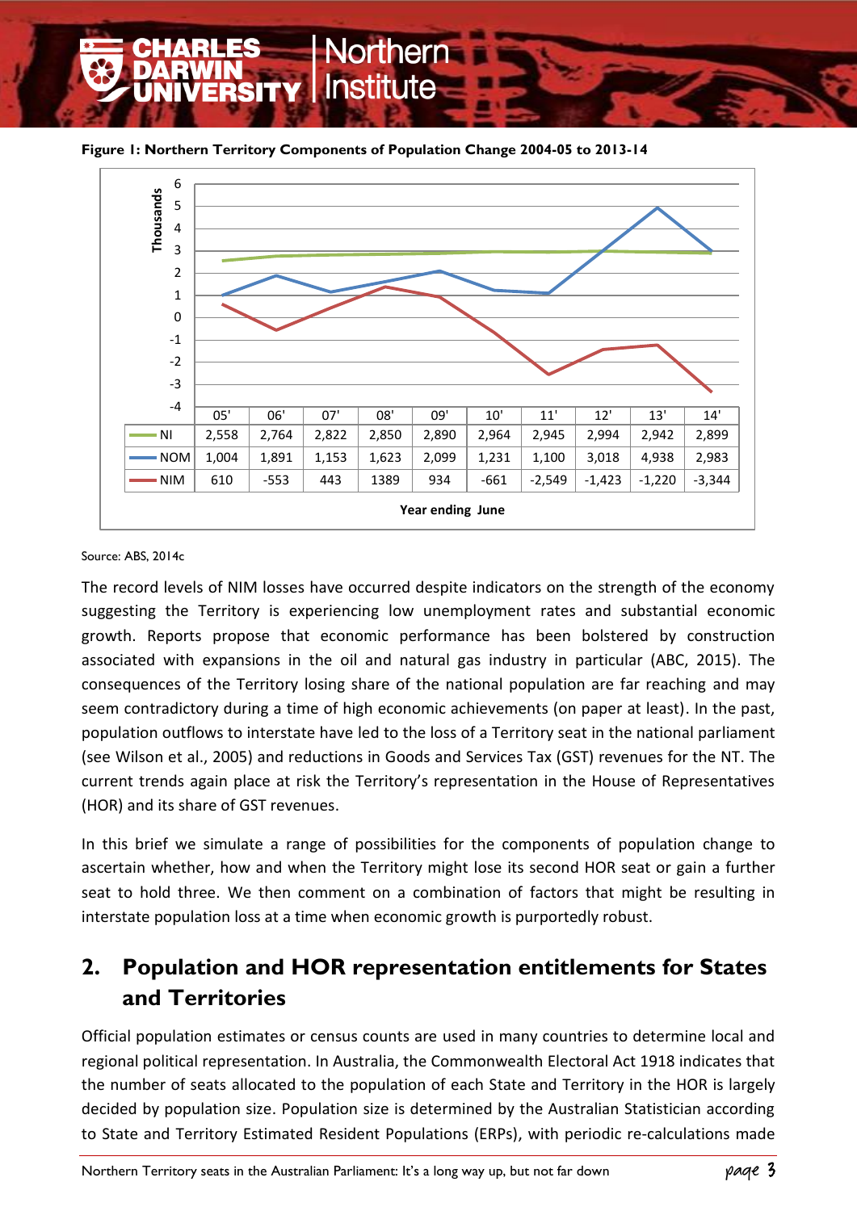**Figure 1: Northern Territory Components of Population Change 2004-05 to 2013-14**

| | 05' | 06' | 07' | 08' | 09' | 10' | 11' | 12' | 13' | 14' |
|---|---|---|---|---|---|---|---|---|---|---|
| NI | 2,558 | 2,764 | 2,822 | 2,850 | 2,890 | 2,964 | 2,945 | 2,994 | 2,942 | 2,899 |
| NOM | 1,004 | 1,891 | 1,153 | 1,623 | 2,099 | 1,231 | 1,100 | 3,018 | 4,938 | 2,983 |
| NIM | 610 | -553 | 443 | 1389 | 934 | -661 | -2,549 | -1,423 | -1,220 | -3,344 |

Year ending June

Source: ABS, 2014c

The record levels of NIM losses have occurred despite indicators on the strength of the economy suggesting the Territory is experiencing low unemployment rates and substantial economic growth. Reports propose that economic performance has been bolstered by construction associated with expansions in the oil and natural gas industry in particular (ABC, 2015). The consequences of the Territory losing share of the national population are far reaching and may seem contradictory during a time of high economic achievements (on paper at least). In the past, population outflows to interstate have led to the loss of a Territory seat in the national parliament (see Wilson et al., 2005) and reductions in Goods and Services Tax (GST) revenues for the NT. The current trends again place at risk the Territory's representation in the House of Representatives (HOR) and its share of GST revenues.

In this brief we simulate a range of possibilities for the components of population change to ascertain whether, how and when the Territory might lose its second HOR seat or gain a further seat to hold three. We then comment on a combination of factors that might be resulting in interstate population loss at a time when economic growth is purportedly robust.

## 2. Population and HOR representation entitlements for States and Territories

Official population estimates or census counts are used in many countries to determine local and regional political representation. In Australia, the Commonwealth Electoral Act 1918 indicates that the number of seats allocated to the population of each State and Territory in the HOR is largely decided by population size. Population size is determined by the Australian Statistician according to State and Territory Estimated Resident Populations (ERPs), with periodic re-calculations made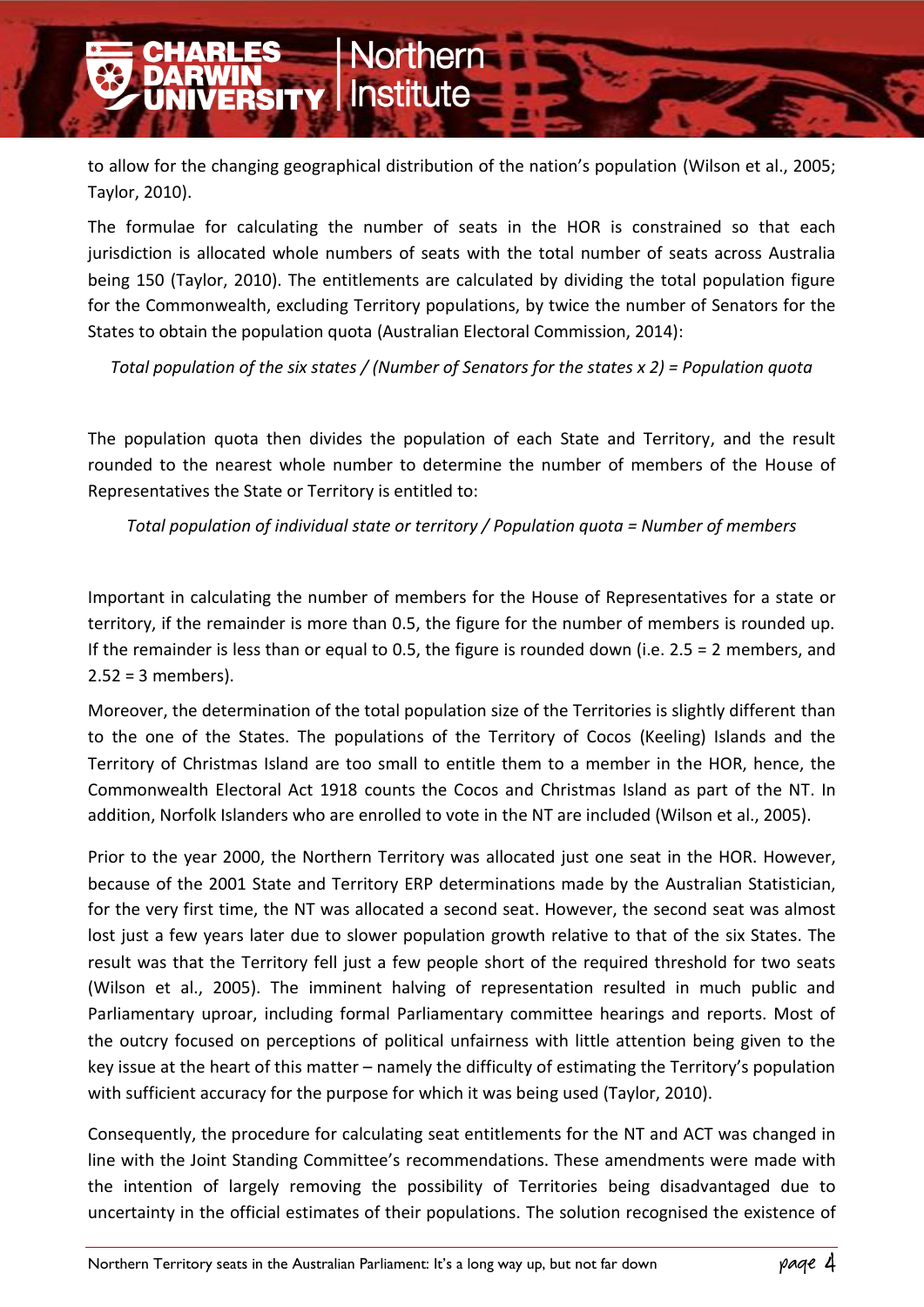to allow for the changing geographical distribution of the nation's population (Wilson et al., 2005; Taylor, 2010).

The formulae for calculating the number of seats in the HOR is constrained so that each jurisdiction is allocated whole numbers of seats with the total number of seats across Australia being 150 (Taylor, 2010). The entitlements are calculated by dividing the total population figure for the Commonwealth, excluding Territory populations, by twice the number of Senators for the States to obtain the population quota (Australian Electoral Commission, 2014):

*Total population of the six states / (Number of Senators for the states x 2) = Population quota*

The population quota then divides the population of each State and Territory, and the result rounded to the nearest whole number to determine the number of members of the House of Representatives the State or Territory is entitled to:

*Total population of individual state or territory / Population quota = Number of members*

Important in calculating the number of members for the House of Representatives for a state or territory, if the remainder is more than 0.5, the figure for the number of members is rounded up. If the remainder is less than or equal to 0.5, the figure is rounded down (i.e. 2.5 = 2 members, and 2.52 = 3 members).

Moreover, the determination of the total population size of the Territories is slightly different than to the one of the States. The populations of the Territory of Cocos (Keeling) Islands and the Territory of Christmas Island are too small to entitle them to a member in the HOR, hence, the Commonwealth Electoral Act 1918 counts the Cocos and Christmas Island as part of the NT. In addition, Norfolk Islanders who are enrolled to vote in the NT are included (Wilson et al., 2005).

Prior to the year 2000, the Northern Territory was allocated just one seat in the HOR. However, because of the 2001 State and Territory ERP determinations made by the Australian Statistician, for the very first time, the NT was allocated a second seat. However, the second seat was almost lost just a few years later due to slower population growth relative to that of the six States. The result was that the Territory fell just a few people short of the required threshold for two seats (Wilson et al., 2005). The imminent halving of representation resulted in much public and Parliamentary uproar, including formal Parliamentary committee hearings and reports. Most of the outcry focused on perceptions of political unfairness with little attention being given to the key issue at the heart of this matter – namely the difficulty of estimating the Territory's population with sufficient accuracy for the purpose for which it was being used (Taylor, 2010).

Consequently, the procedure for calculating seat entitlements for the NT and ACT was changed in line with the Joint Standing Committee's recommendations. These amendments were made with the intention of largely removing the possibility of Territories being disadvantaged due to uncertainty in the official estimates of their populations. The solution recognised the existence of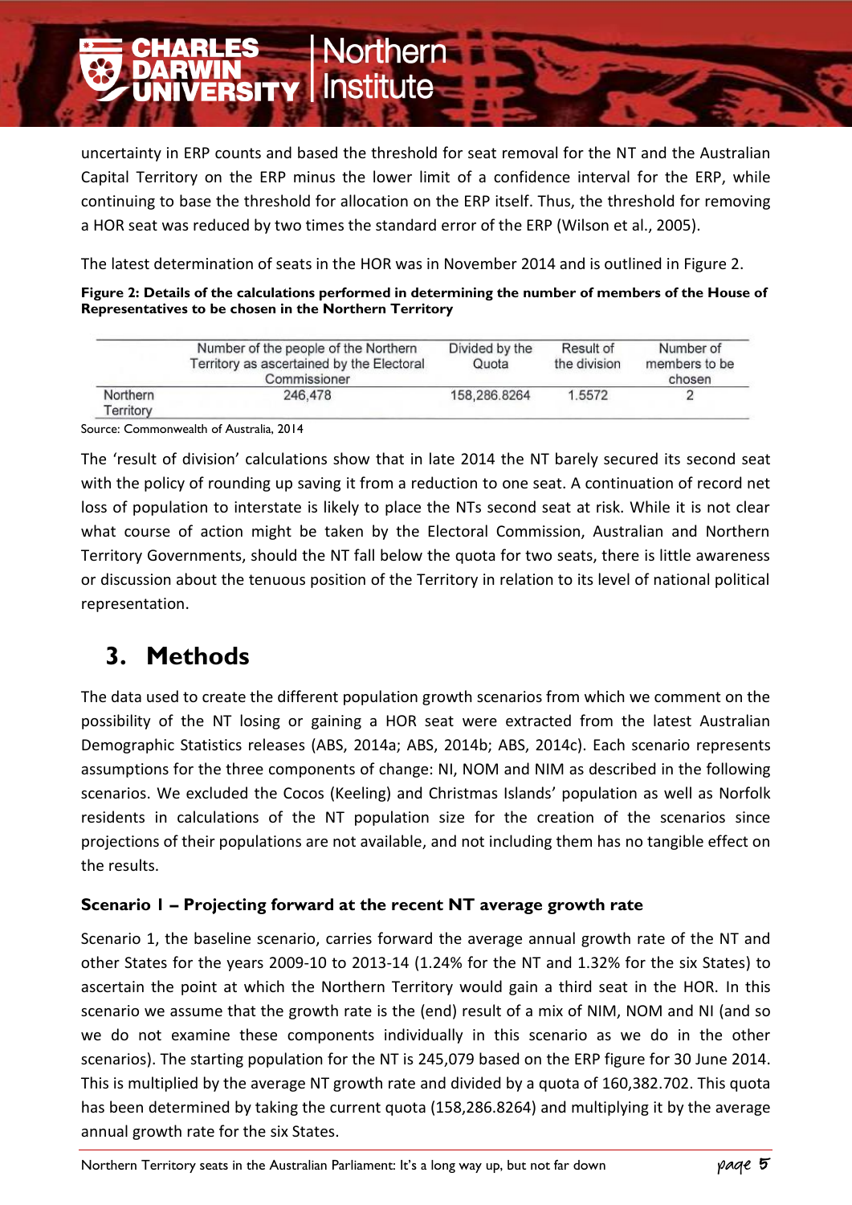uncertainty in ERP counts and based the threshold for seat removal for the NT and the Australian Capital Territory on the ERP minus the lower limit of a confidence interval for the ERP, while continuing to base the threshold for allocation on the ERP itself. Thus, the threshold for removing a HOR seat was reduced by two times the standard error of the ERP (Wilson et al., 2005).

The latest determination of seats in the HOR was in November 2014 and is outlined in Figure 2.

**Figure 2: Details of the calculations performed in determining the number of members of the House of Representatives to be chosen in the Northern Territory**

| | Number of the people of the Northern Territory as ascertained by the Electoral Commissioner | Divided by the Quota | Result of the division | Number of members to be chosen |
|---|---|---|---|---|
| Northern Territory | 246,478 | 158,286.8264 | 1.5572 | 2 |

Source: Commonwealth of Australia, 2014

The 'result of division' calculations show that in late 2014 the NT barely secured its second seat with the policy of rounding up saving it from a reduction to one seat. A continuation of record net loss of population to interstate is likely to place the NTs second seat at risk. While it is not clear what course of action might be taken by the Electoral Commission, Australian and Northern Territory Governments, should the NT fall below the quota for two seats, there is little awareness or discussion about the tenuous position of the Territory in relation to its level of national political representation.

# 3. Methods

The data used to create the different population growth scenarios from which we comment on the possibility of the NT losing or gaining a HOR seat were extracted from the latest Australian Demographic Statistics releases (ABS, 2014a; ABS, 2014b; ABS, 2014c). Each scenario represents assumptions for the three components of change: NI, NOM and NIM as described in the following scenarios. We excluded the Cocos (Keeling) and Christmas Islands' population as well as Norfolk residents in calculations of the NT population size for the creation of the scenarios since projections of their populations are not available, and not including them has no tangible effect on the results.

### Scenario 1 – Projecting forward at the recent NT average growth rate

Scenario 1, the baseline scenario, carries forward the average annual growth rate of the NT and other States for the years 2009-10 to 2013-14 (1.24% for the NT and 1.32% for the six States) to ascertain the point at which the Northern Territory would gain a third seat in the HOR. In this scenario we assume that the growth rate is the (end) result of a mix of NIM, NOM and NI (and so we do not examine these components individually in this scenario as we do in the other scenarios). The starting population for the NT is 245,079 based on the ERP figure for 30 June 2014. This is multiplied by the average NT growth rate and divided by a quota of 160,382.702. This quota has been determined by taking the current quota (158,286.8264) and multiplying it by the average annual growth rate for the six States.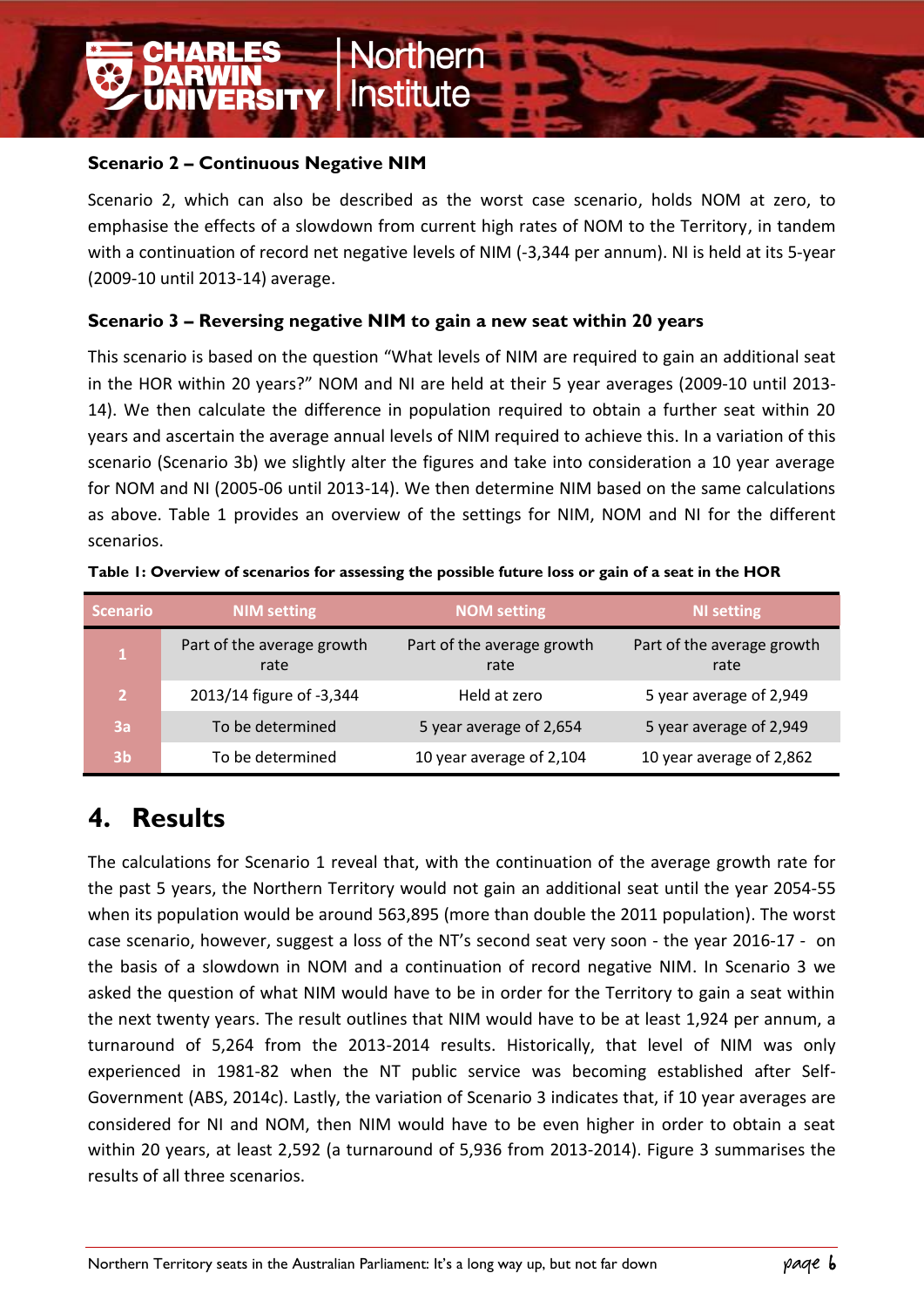**Scenario 2 – Continuous Negative NIM**

Scenario 2, which can also be described as the worst case scenario, holds NOM at zero, to emphasise the effects of a slowdown from current high rates of NOM to the Territory, in tandem with a continuation of record net negative levels of NIM (-3,344 per annum). NI is held at its 5-year (2009-10 until 2013-14) average.

**Scenario 3 – Reversing negative NIM to gain a new seat within 20 years**

This scenario is based on the question "What levels of NIM are required to gain an additional seat in the HOR within 20 years?" NOM and NI are held at their 5 year averages (2009-10 until 2013-14). We then calculate the difference in population required to obtain a further seat within 20 years and ascertain the average annual levels of NIM required to achieve this. In a variation of this scenario (Scenario 3b) we slightly alter the figures and take into consideration a 10 year average for NOM and NI (2005-06 until 2013-14). We then determine NIM based on the same calculations as above. Table 1 provides an overview of the settings for NIM, NOM and NI for the different scenarios.

**Table 1: Overview of scenarios for assessing the possible future loss or gain of a seat in the HOR**

| Scenario | NIM setting | NOM setting | NI setting |
|---|---|---|---|
| 1 | Part of the average growth rate | Part of the average growth rate | Part of the average growth rate |
| 2 | 2013/14 figure of -3,344 | Held at zero | 5 year average of 2,949 |
| 3a | To be determined | 5 year average of 2,654 | 5 year average of 2,949 |
| 3b | To be determined | 10 year average of 2,104 | 10 year average of 2,862 |

# 4. Results

The calculations for Scenario 1 reveal that, with the continuation of the average growth rate for the past 5 years, the Northern Territory would not gain an additional seat until the year 2054-55 when its population would be around 563,895 (more than double the 2011 population). The worst case scenario, however, suggest a loss of the NT's second seat very soon - the year 2016-17 - on the basis of a slowdown in NOM and a continuation of record negative NIM. In Scenario 3 we asked the question of what NIM would have to be in order for the Territory to gain a seat within the next twenty years. The result outlines that NIM would have to be at least 1,924 per annum, a turnaround of 5,264 from the 2013-2014 results. Historically, that level of NIM was only experienced in 1981-82 when the NT public service was becoming established after Self-Government (ABS, 2014c). Lastly, the variation of Scenario 3 indicates that, if 10 year averages are considered for NI and NOM, then NIM would have to be even higher in order to obtain a seat within 20 years, at least 2,592 (a turnaround of 5,936 from 2013-2014). Figure 3 summarises the results of all three scenarios.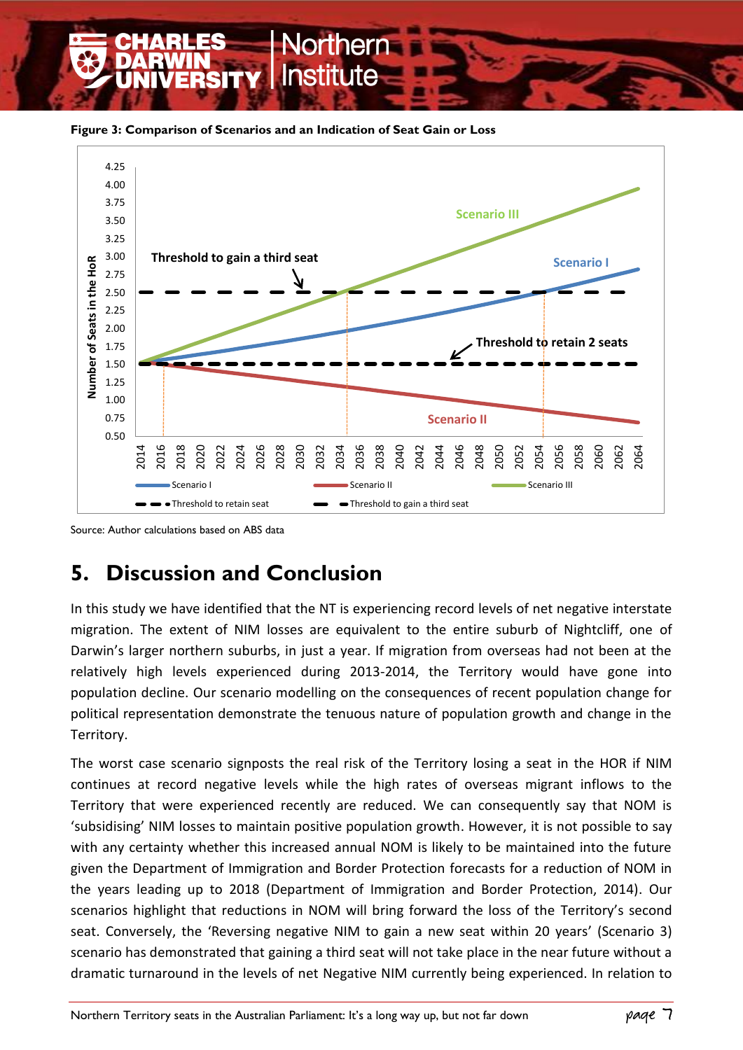**Figure 3: Comparison of Scenarios and an Indication of Seat Gain or Loss**

Source: Author calculations based on ABS data

## 5. Discussion and Conclusion

In this study we have identified that the NT is experiencing record levels of net negative interstate migration. The extent of NIM losses are equivalent to the entire suburb of Nightcliff, one of Darwin's larger northern suburbs, in just a year. If migration from overseas had not been at the relatively high levels experienced during 2013-2014, the Territory would have gone into population decline. Our scenario modelling on the consequences of recent population change for political representation demonstrate the tenuous nature of population growth and change in the Territory.

The worst case scenario signposts the real risk of the Territory losing a seat in the HOR if NIM continues at record negative levels while the high rates of overseas migrant inflows to the Territory that were experienced recently are reduced. We can consequently say that NOM is 'subsidising' NIM losses to maintain positive population growth. However, it is not possible to say with any certainty whether this increased annual NOM is likely to be maintained into the future given the Department of Immigration and Border Protection forecasts for a reduction of NOM in the years leading up to 2018 (Department of Immigration and Border Protection, 2014). Our scenarios highlight that reductions in NOM will bring forward the loss of the Territory's second seat. Conversely, the 'Reversing negative NIM to gain a new seat within 20 years' (Scenario 3) scenario has demonstrated that gaining a third seat will not take place in the near future without a dramatic turnaround in the levels of net Negative NIM currently being experienced. In relation to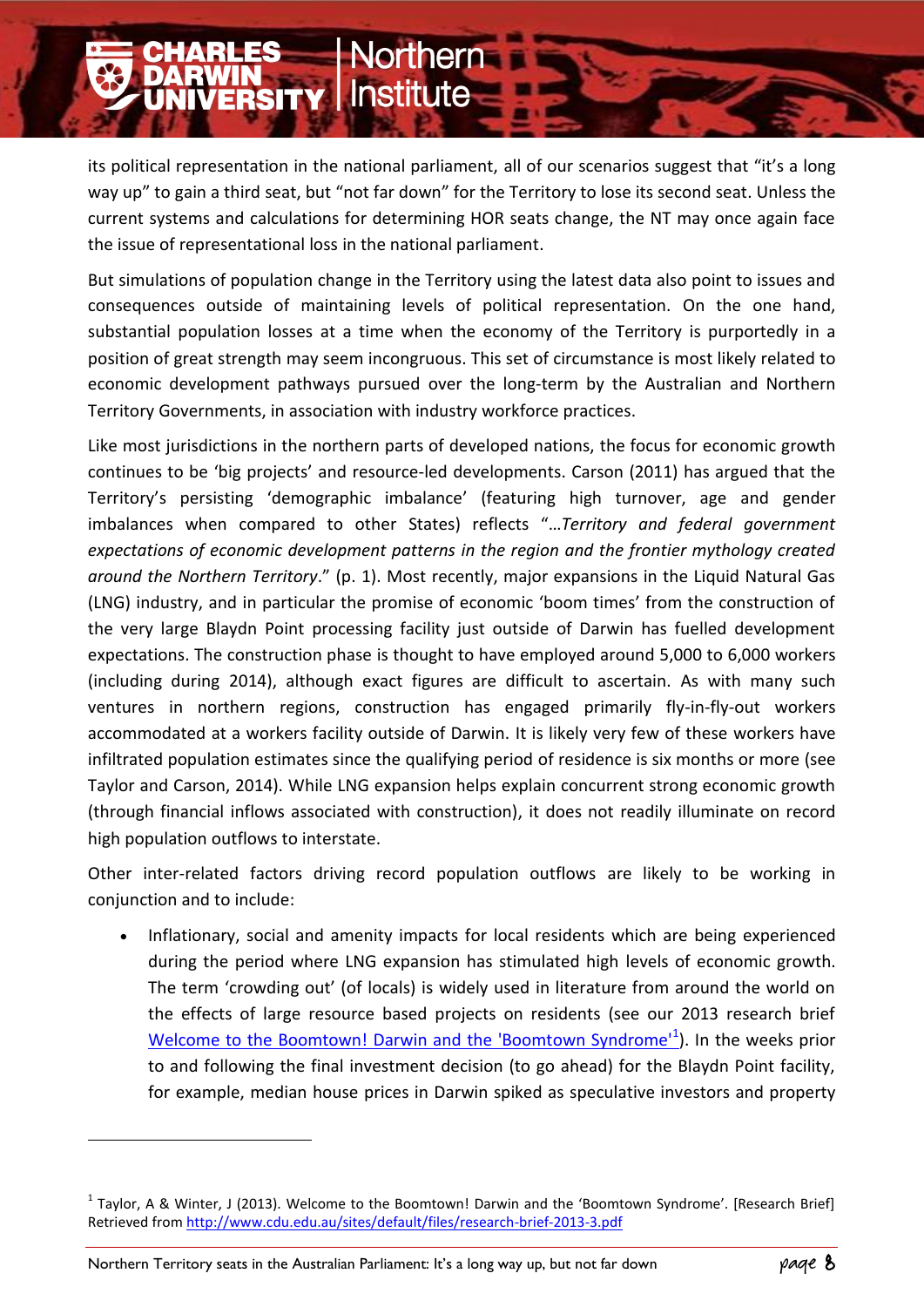its political representation in the national parliament, all of our scenarios suggest that "it's a long way up" to gain a third seat, but "not far down" for the Territory to lose its second seat. Unless the current systems and calculations for determining HOR seats change, the NT may once again face the issue of representational loss in the national parliament.

But simulations of population change in the Territory using the latest data also point to issues and consequences outside of maintaining levels of political representation. On the one hand, substantial population losses at a time when the economy of the Territory is purportedly in a position of great strength may seem incongruous. This set of circumstance is most likely related to economic development pathways pursued over the long-term by the Australian and Northern Territory Governments, in association with industry workforce practices.

Like most jurisdictions in the northern parts of developed nations, the focus for economic growth continues to be 'big projects' and resource-led developments. Carson (2011) has argued that the Territory's persisting 'demographic imbalance' (featuring high turnover, age and gender imbalances when compared to other States) reflects "…*Territory and federal government expectations of economic development patterns in the region and the frontier mythology created around the Northern Territory*." (p. 1). Most recently, major expansions in the Liquid Natural Gas (LNG) industry, and in particular the promise of economic 'boom times' from the construction of the very large Blaydn Point processing facility just outside of Darwin has fuelled development expectations. The construction phase is thought to have employed around 5,000 to 6,000 workers (including during 2014), although exact figures are difficult to ascertain. As with many such ventures in northern regions, construction has engaged primarily fly-in-fly-out workers accommodated at a workers facility outside of Darwin. It is likely very few of these workers have infiltrated population estimates since the qualifying period of residence is six months or more (see Taylor and Carson, 2014). While LNG expansion helps explain concurrent strong economic growth (through financial inflows associated with construction), it does not readily illuminate on record high population outflows to interstate.

Other inter-related factors driving record population outflows are likely to be working in conjunction and to include:

- Inflationary, social and amenity impacts for local residents which are being experienced during the period where LNG expansion has stimulated high levels of economic growth. The term 'crowding out' (of locals) is widely used in literature from around the world on the effects of large resource based projects on residents (see our 2013 research brief Welcome to the Boomtown! Darwin and the 'Boomtown Syndrome'[1]). In the weeks prior to and following the final investment decision (to go ahead) for the Blaydn Point facility, for example, median house prices in Darwin spiked as speculative investors and property

[1] Taylor, A & Winter, J (2013). Welcome to the Boomtown! Darwin and the 'Boomtown Syndrome'. [Research Brief] Retrieved from http://www.cdu.edu.au/sites/default/files/research-brief-2013-3.pdf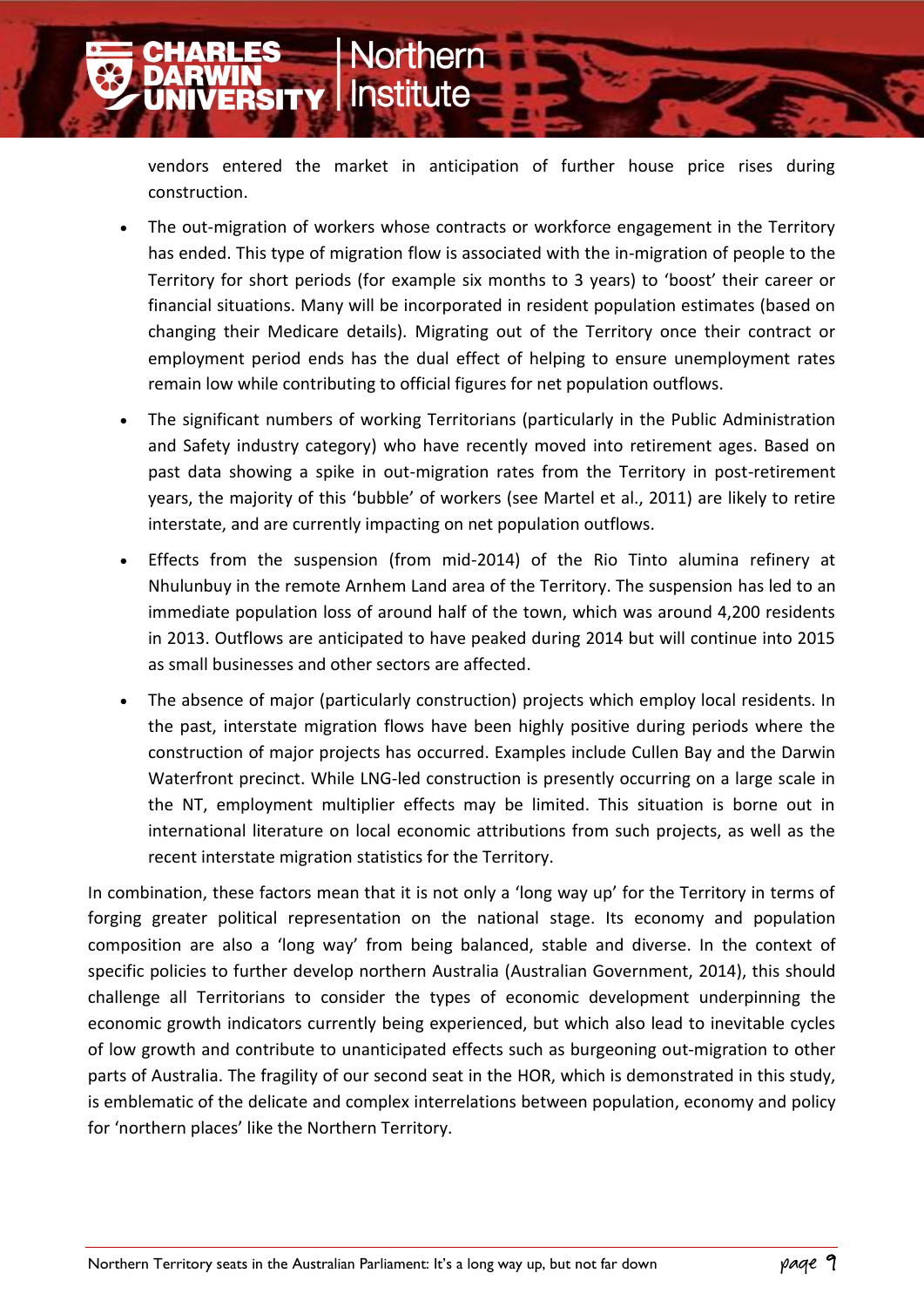vendors entered the market in anticipation of further house price rises during construction.

- The out-migration of workers whose contracts or workforce engagement in the Territory has ended. This type of migration flow is associated with the in-migration of people to the Territory for short periods (for example six months to 3 years) to 'boost' their career or financial situations. Many will be incorporated in resident population estimates (based on changing their Medicare details). Migrating out of the Territory once their contract or employment period ends has the dual effect of helping to ensure unemployment rates remain low while contributing to official figures for net population outflows.
- The significant numbers of working Territorians (particularly in the Public Administration and Safety industry category) who have recently moved into retirement ages. Based on past data showing a spike in out-migration rates from the Territory in post-retirement years, the majority of this 'bubble' of workers (see Martel et al., 2011) are likely to retire interstate, and are currently impacting on net population outflows.
- Effects from the suspension (from mid-2014) of the Rio Tinto alumina refinery at Nhulunbuy in the remote Arnhem Land area of the Territory. The suspension has led to an immediate population loss of around half of the town, which was around 4,200 residents in 2013. Outflows are anticipated to have peaked during 2014 but will continue into 2015 as small businesses and other sectors are affected.
- The absence of major (particularly construction) projects which employ local residents. In the past, interstate migration flows have been highly positive during periods where the construction of major projects has occurred. Examples include Cullen Bay and the Darwin Waterfront precinct. While LNG-led construction is presently occurring on a large scale in the NT, employment multiplier effects may be limited. This situation is borne out in international literature on local economic attributions from such projects, as well as the recent interstate migration statistics for the Territory.

In combination, these factors mean that it is not only a 'long way up' for the Territory in terms of forging greater political representation on the national stage. Its economy and population composition are also a 'long way' from being balanced, stable and diverse. In the context of specific policies to further develop northern Australia (Australian Government, 2014), this should challenge all Territorians to consider the types of economic development underpinning the economic growth indicators currently being experienced, but which also lead to inevitable cycles of low growth and contribute to unanticipated effects such as burgeoning out-migration to other parts of Australia. The fragility of our second seat in the HOR, which is demonstrated in this study, is emblematic of the delicate and complex interrelations between population, economy and policy for 'northern places' like the Northern Territory.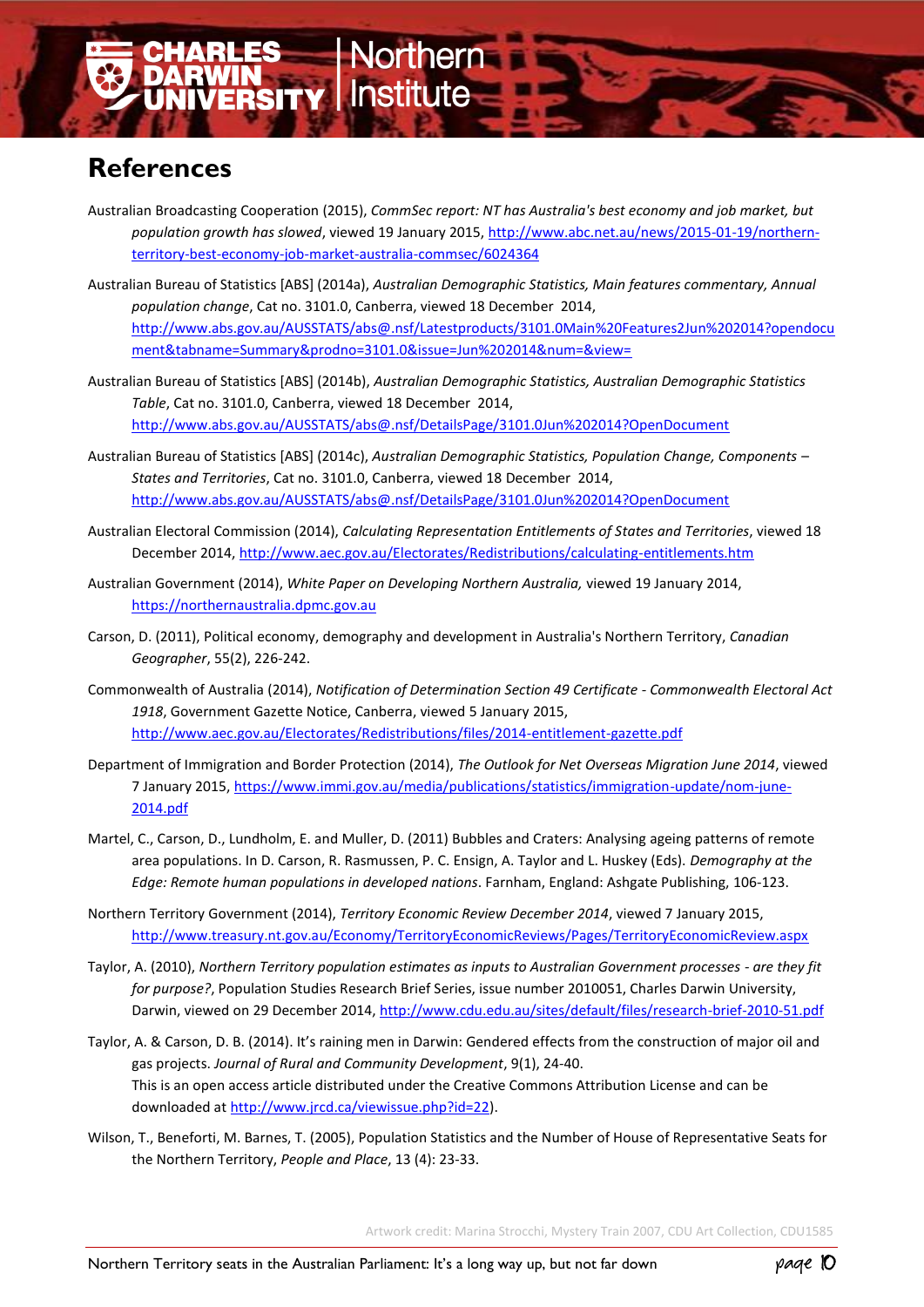# References

Australian Broadcasting Cooperation (2015), *CommSec report: NT has Australia's best economy and job market, but population growth has slowed*, viewed 19 January 2015, http://www.abc.net.au/news/2015-01-19/northern-territory-best-economy-job-market-australia-commsec/6024364

Australian Bureau of Statistics [ABS] (2014a), *Australian Demographic Statistics, Main features commentary, Annual population change*, Cat no. 3101.0, Canberra, viewed 18 December 2014, http://www.abs.gov.au/AUSSTATS/abs@.nsf/Latestproducts/3101.0Main%20Features2Jun%202014?opendocument&tabname=Summary&prodno=3101.0&issue=Jun%202014&num=&view=

Australian Bureau of Statistics [ABS] (2014b), *Australian Demographic Statistics, Australian Demographic Statistics Table*, Cat no. 3101.0, Canberra, viewed 18 December 2014, http://www.abs.gov.au/AUSSTATS/abs@.nsf/DetailsPage/3101.0Jun%202014?OpenDocument

Australian Bureau of Statistics [ABS] (2014c), *Australian Demographic Statistics, Population Change, Components – States and Territories*, Cat no. 3101.0, Canberra, viewed 18 December 2014, http://www.abs.gov.au/AUSSTATS/abs@.nsf/DetailsPage/3101.0Jun%202014?OpenDocument

Australian Electoral Commission (2014), *Calculating Representation Entitlements of States and Territories*, viewed 18 December 2014, http://www.aec.gov.au/Electorates/Redistributions/calculating-entitlements.htm

Australian Government (2014), *White Paper on Developing Northern Australia,* viewed 19 January 2014, https://northernaustralia.dpmc.gov.au

Carson, D. (2011), Political economy, demography and development in Australia's Northern Territory, *Canadian Geographer*, 55(2), 226-242.

Commonwealth of Australia (2014), *Notification of Determination Section 49 Certificate - Commonwealth Electoral Act 1918*, Government Gazette Notice, Canberra, viewed 5 January 2015, http://www.aec.gov.au/Electorates/Redistributions/files/2014-entitlement-gazette.pdf

Department of Immigration and Border Protection (2014), *The Outlook for Net Overseas Migration June 2014*, viewed 7 January 2015, https://www.immi.gov.au/media/publications/statistics/immigration-update/nom-june-2014.pdf

Martel, C., Carson, D., Lundholm, E. and Muller, D. (2011) Bubbles and Craters: Analysing ageing patterns of remote area populations. In D. Carson, R. Rasmussen, P. C. Ensign, A. Taylor and L. Huskey (Eds). *Demography at the Edge: Remote human populations in developed nations*. Farnham, England: Ashgate Publishing, 106-123.

Northern Territory Government (2014), *Territory Economic Review December 2014*, viewed 7 January 2015, http://www.treasury.nt.gov.au/Economy/TerritoryEconomicReviews/Pages/TerritoryEconomicReview.aspx

Taylor, A. (2010), *Northern Territory population estimates as inputs to Australian Government processes - are they fit for purpose?*, Population Studies Research Brief Series, issue number 2010051, Charles Darwin University, Darwin, viewed on 29 December 2014, http://www.cdu.edu.au/sites/default/files/research-brief-2010-51.pdf

Taylor, A. & Carson, D. B. (2014). It's raining men in Darwin: Gendered effects from the construction of major oil and gas projects. *Journal of Rural and Community Development*, 9(1), 24-40.
This is an open access article distributed under the Creative Commons Attribution License and can be downloaded at http://www.jrcd.ca/viewissue.php?id=22).

Wilson, T., Beneforti, M. Barnes, T. (2005), Population Statistics and the Number of House of Representative Seats for the Northern Territory, *People and Place*, 13 (4): 23-33.

Artwork credit: Marina Strocchi, Mystery Train 2007, CDU Art Collection, CDU1585